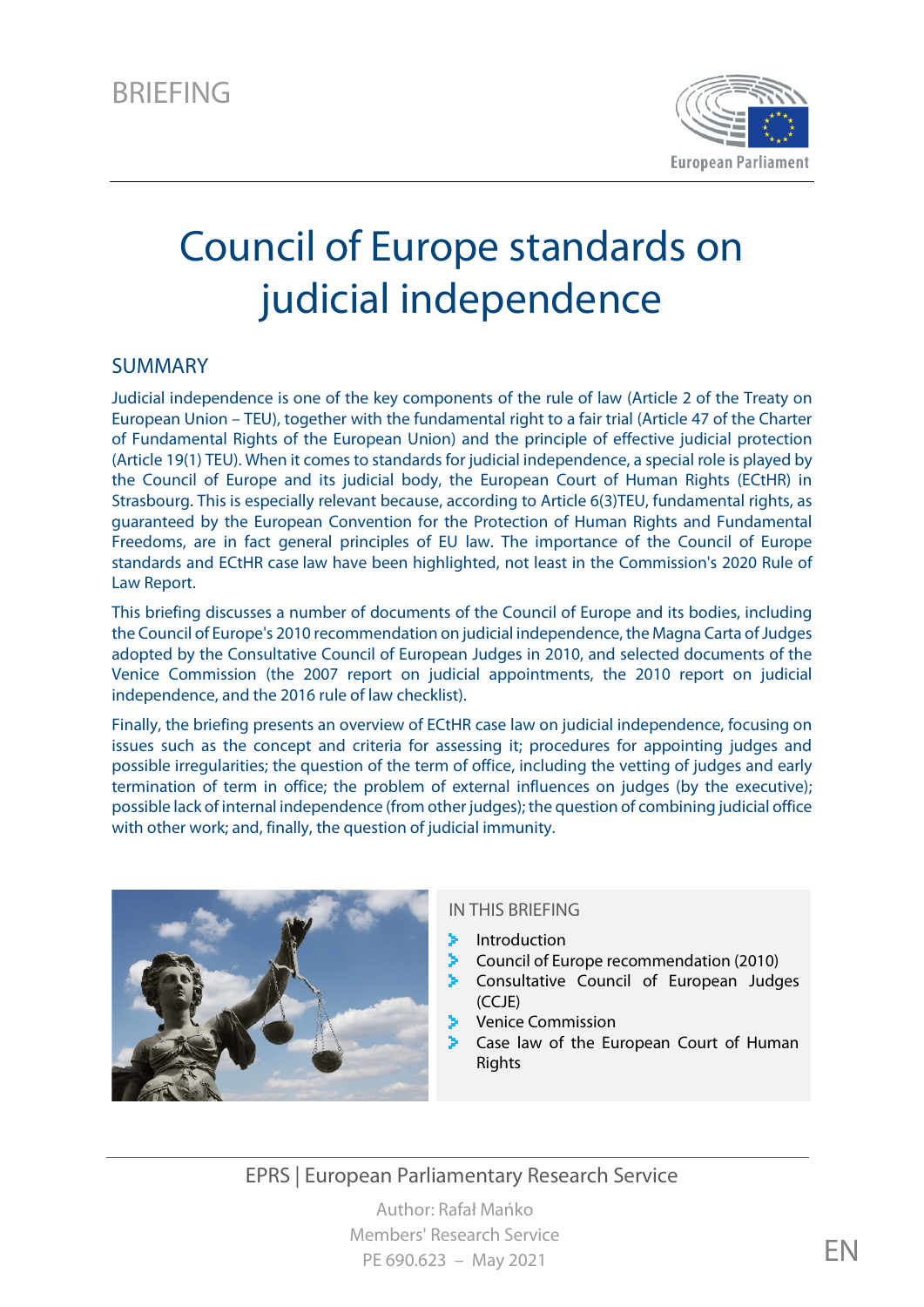BRIEFING

# Council of Europe standards on judicial independence

## SUMMARY

Judicial independence is one of the key components of the rule of law (Article 2 of the Treaty on European Union – TEU), together with the fundamental right to a fair trial (Article 47 of the Charter of Fundamental Rights of the European Union) and the principle of effective judicial protection (Article 19(1) TEU). When it comes to standards for judicial independence, a special role is played by the Council of Europe and its judicial body, the European Court of Human Rights (ECtHR) in Strasbourg. This is especially relevant because, according to Article 6(3)TEU, fundamental rights, as guaranteed by the European Convention for the Protection of Human Rights and Fundamental Freedoms, are in fact general principles of EU law. The importance of the Council of Europe standards and ECtHR case law have been highlighted, not least in the Commission's 2020 Rule of Law Report.

This briefing discusses a number of documents of the Council of Europe and its bodies, including the Council of Europe's 2010 recommendation on judicial independence, the Magna Carta of Judges adopted by the Consultative Council of European Judges in 2010, and selected documents of the Venice Commission (the 2007 report on judicial appointments, the 2010 report on judicial independence, and the 2016 rule of law checklist).

Finally, the briefing presents an overview of ECtHR case law on judicial independence, focusing on issues such as the concept and criteria for assessing it; procedures for appointing judges and possible irregularities; the question of the term of office, including the vetting of judges and early termination of term in office; the problem of external influences on judges (by the executive); possible lack of internal independence (from other judges); the question of combining judicial office with other work; and, finally, the question of judicial immunity.

IN THIS BRIEFING

- Introduction
- Council of Europe recommendation (2010)
- Consultative Council of European Judges (CCJE)
- Venice Commission
- Case law of the European Court of Human Rights

EPRS | European Parliamentary Research Service

Author: Rafał Mańko
Members' Research Service
PE 690.623 – May 2021

EN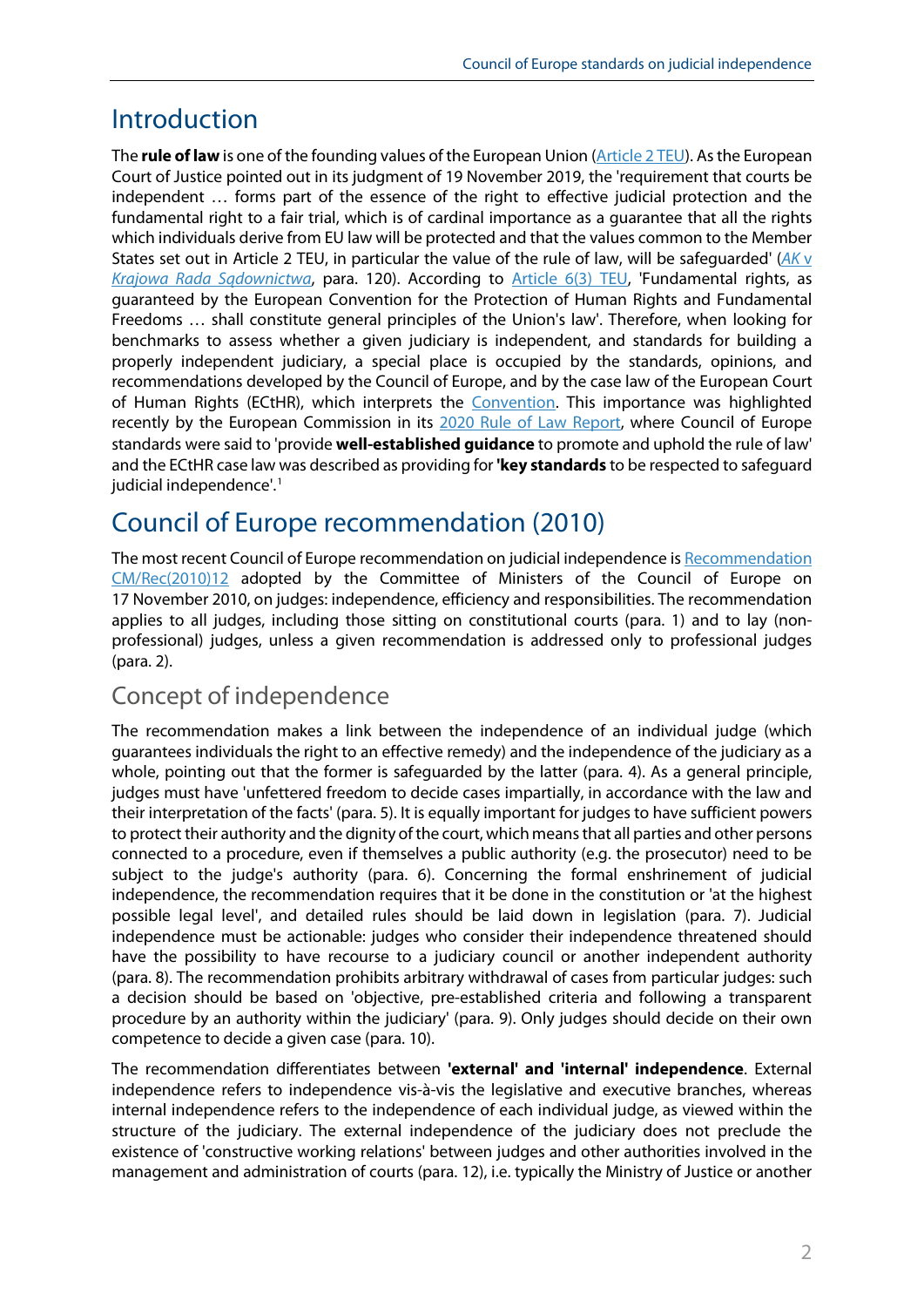# Introduction

The **rule of law** is one of the founding values of the European Union (Article 2 TEU). As the European Court of Justice pointed out in its judgment of 19 November 2019, the 'requirement that courts be independent … forms part of the essence of the right to effective judicial protection and the fundamental right to a fair trial, which is of cardinal importance as a guarantee that all the rights which individuals derive from EU law will be protected and that the values common to the Member States set out in Article 2 TEU, in particular the value of the rule of law, will be safeguarded' (*AK v Krajowa Rada Sądownictwa*, para. 120). According to Article 6(3) TEU, 'Fundamental rights, as guaranteed by the European Convention for the Protection of Human Rights and Fundamental Freedoms … shall constitute general principles of the Union's law'. Therefore, when looking for benchmarks to assess whether a given judiciary is independent, and standards for building a properly independent judiciary, a special place is occupied by the standards, opinions, and recommendations developed by the Council of Europe, and by the case law of the European Court of Human Rights (ECtHR), which interprets the Convention. This importance was highlighted recently by the European Commission in its 2020 Rule of Law Report, where Council of Europe standards were said to 'provide **well-established guidance** to promote and uphold the rule of law' and the ECtHR case law was described as providing for **'key standards** to be respected to safeguard judicial independence'.[1]

# Council of Europe recommendation (2010)

The most recent Council of Europe recommendation on judicial independence is Recommendation CM/Rec(2010)12 adopted by the Committee of Ministers of the Council of Europe on 17 November 2010, on judges: independence, efficiency and responsibilities. The recommendation applies to all judges, including those sitting on constitutional courts (para. 1) and to lay (non-professional) judges, unless a given recommendation is addressed only to professional judges (para. 2).

## Concept of independence

The recommendation makes a link between the independence of an individual judge (which guarantees individuals the right to an effective remedy) and the independence of the judiciary as a whole, pointing out that the former is safeguarded by the latter (para. 4). As a general principle, judges must have 'unfettered freedom to decide cases impartially, in accordance with the law and their interpretation of the facts' (para. 5). It is equally important for judges to have sufficient powers to protect their authority and the dignity of the court, which means that all parties and other persons connected to a procedure, even if themselves a public authority (e.g. the prosecutor) need to be subject to the judge's authority (para. 6). Concerning the formal enshrinement of judicial independence, the recommendation requires that it be done in the constitution or 'at the highest possible legal level', and detailed rules should be laid down in legislation (para. 7). Judicial independence must be actionable: judges who consider their independence threatened should have the possibility to have recourse to a judiciary council or another independent authority (para. 8). The recommendation prohibits arbitrary withdrawal of cases from particular judges: such a decision should be based on 'objective, pre-established criteria and following a transparent procedure by an authority within the judiciary' (para. 9). Only judges should decide on their own competence to decide a given case (para. 10).

The recommendation differentiates between **'external' and 'internal' independence**. External independence refers to independence vis-à-vis the legislative and executive branches, whereas internal independence refers to the independence of each individual judge, as viewed within the structure of the judiciary. The external independence of the judiciary does not preclude the existence of 'constructive working relations' between judges and other authorities involved in the management and administration of courts (para. 12), i.e. typically the Ministry of Justice or another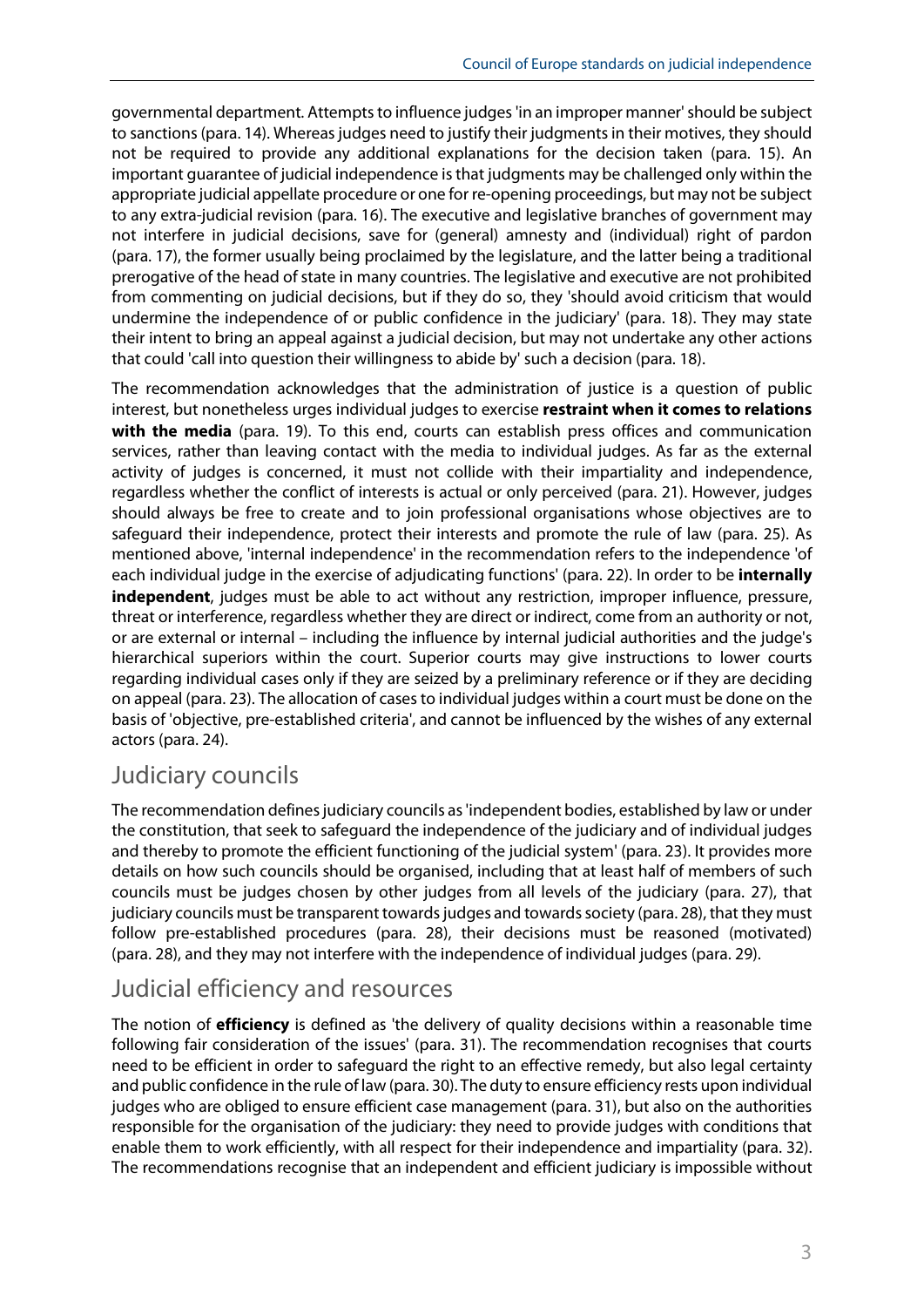governmental department. Attempts to influence judges 'in an improper manner' should be subject to sanctions (para. 14). Whereas judges need to justify their judgments in their motives, they should not be required to provide any additional explanations for the decision taken (para. 15). An important guarantee of judicial independence is that judgments may be challenged only within the appropriate judicial appellate procedure or one for re-opening proceedings, but may not be subject to any extra-judicial revision (para. 16). The executive and legislative branches of government may not interfere in judicial decisions, save for (general) amnesty and (individual) right of pardon (para. 17), the former usually being proclaimed by the legislature, and the latter being a traditional prerogative of the head of state in many countries. The legislative and executive are not prohibited from commenting on judicial decisions, but if they do so, they 'should avoid criticism that would undermine the independence of or public confidence in the judiciary' (para. 18). They may state their intent to bring an appeal against a judicial decision, but may not undertake any other actions that could 'call into question their willingness to abide by' such a decision (para. 18).

The recommendation acknowledges that the administration of justice is a question of public interest, but nonetheless urges individual judges to exercise **restraint when it comes to relations with the media** (para. 19). To this end, courts can establish press offices and communication services, rather than leaving contact with the media to individual judges. As far as the external activity of judges is concerned, it must not collide with their impartiality and independence, regardless whether the conflict of interests is actual or only perceived (para. 21). However, judges should always be free to create and to join professional organisations whose objectives are to safeguard their independence, protect their interests and promote the rule of law (para. 25). As mentioned above, 'internal independence' in the recommendation refers to the independence 'of each individual judge in the exercise of adjudicating functions' (para. 22). In order to be **internally independent**, judges must be able to act without any restriction, improper influence, pressure, threat or interference, regardless whether they are direct or indirect, come from an authority or not, or are external or internal – including the influence by internal judicial authorities and the judge's hierarchical superiors within the court. Superior courts may give instructions to lower courts regarding individual cases only if they are seized by a preliminary reference or if they are deciding on appeal (para. 23). The allocation of cases to individual judges within a court must be done on the basis of 'objective, pre-established criteria', and cannot be influenced by the wishes of any external actors (para. 24).

## Judiciary councils

The recommendation defines judiciary councils as 'independent bodies, established by law or under the constitution, that seek to safeguard the independence of the judiciary and of individual judges and thereby to promote the efficient functioning of the judicial system' (para. 23). It provides more details on how such councils should be organised, including that at least half of members of such councils must be judges chosen by other judges from all levels of the judiciary (para. 27), that judiciary councils must be transparent towards judges and towards society (para. 28), that they must follow pre-established procedures (para. 28), their decisions must be reasoned (motivated) (para. 28), and they may not interfere with the independence of individual judges (para. 29).

## Judicial efficiency and resources

The notion of **efficiency** is defined as 'the delivery of quality decisions within a reasonable time following fair consideration of the issues' (para. 31). The recommendation recognises that courts need to be efficient in order to safeguard the right to an effective remedy, but also legal certainty and public confidence in the rule of law (para. 30). The duty to ensure efficiency rests upon individual judges who are obliged to ensure efficient case management (para. 31), but also on the authorities responsible for the organisation of the judiciary: they need to provide judges with conditions that enable them to work efficiently, with all respect for their independence and impartiality (para. 32). The recommendations recognise that an independent and efficient judiciary is impossible without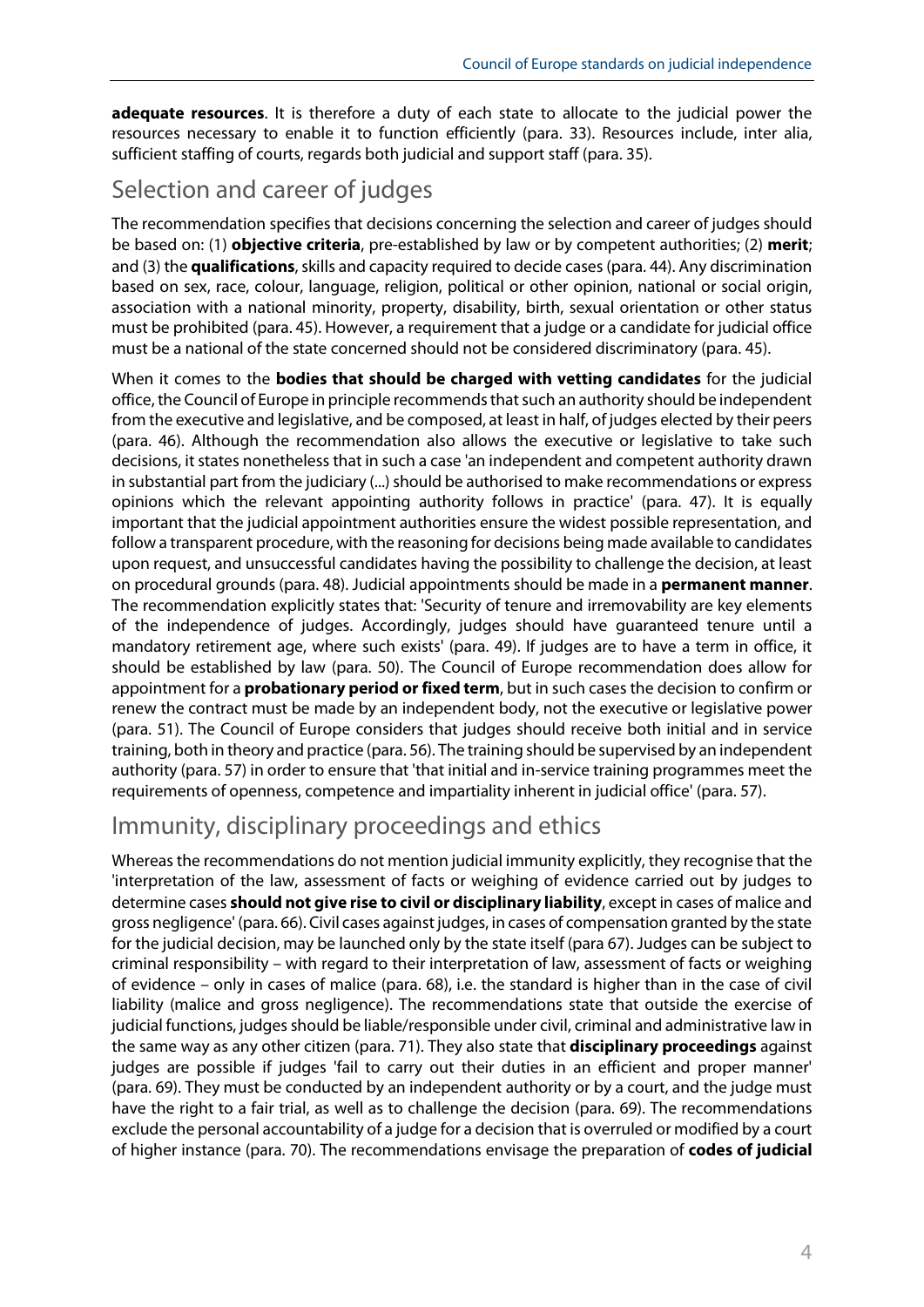**adequate resources**. It is therefore a duty of each state to allocate to the judicial power the resources necessary to enable it to function efficiently (para. 33). Resources include, inter alia, sufficient staffing of courts, regards both judicial and support staff (para. 35).

## Selection and career of judges

The recommendation specifies that decisions concerning the selection and career of judges should be based on: (1) **objective criteria**, pre-established by law or by competent authorities; (2) **merit**; and (3) the **qualifications**, skills and capacity required to decide cases (para. 44). Any discrimination based on sex, race, colour, language, religion, political or other opinion, national or social origin, association with a national minority, property, disability, birth, sexual orientation or other status must be prohibited (para. 45). However, a requirement that a judge or a candidate for judicial office must be a national of the state concerned should not be considered discriminatory (para. 45).

When it comes to the **bodies that should be charged with vetting candidates** for the judicial office, the Council of Europe in principle recommends that such an authority should be independent from the executive and legislative, and be composed, at least in half, of judges elected by their peers (para. 46). Although the recommendation also allows the executive or legislative to take such decisions, it states nonetheless that in such a case 'an independent and competent authority drawn in substantial part from the judiciary (...) should be authorised to make recommendations or express opinions which the relevant appointing authority follows in practice' (para. 47). It is equally important that the judicial appointment authorities ensure the widest possible representation, and follow a transparent procedure, with the reasoning for decisions being made available to candidates upon request, and unsuccessful candidates having the possibility to challenge the decision, at least on procedural grounds (para. 48). Judicial appointments should be made in a **permanent manner**. The recommendation explicitly states that: 'Security of tenure and irremovability are key elements of the independence of judges. Accordingly, judges should have guaranteed tenure until a mandatory retirement age, where such exists' (para. 49). If judges are to have a term in office, it should be established by law (para. 50). The Council of Europe recommendation does allow for appointment for a **probationary period or fixed term**, but in such cases the decision to confirm or renew the contract must be made by an independent body, not the executive or legislative power (para. 51). The Council of Europe considers that judges should receive both initial and in service training, both in theory and practice (para. 56). The training should be supervised by an independent authority (para. 57) in order to ensure that 'that initial and in-service training programmes meet the requirements of openness, competence and impartiality inherent in judicial office' (para. 57).

## Immunity, disciplinary proceedings and ethics

Whereas the recommendations do not mention judicial immunity explicitly, they recognise that the 'interpretation of the law, assessment of facts or weighing of evidence carried out by judges to determine cases **should not give rise to civil or disciplinary liability**, except in cases of malice and gross negligence' (para. 66). Civil cases against judges, in cases of compensation granted by the state for the judicial decision, may be launched only by the state itself (para 67). Judges can be subject to criminal responsibility – with regard to their interpretation of law, assessment of facts or weighing of evidence – only in cases of malice (para. 68), i.e. the standard is higher than in the case of civil liability (malice and gross negligence). The recommendations state that outside the exercise of judicial functions, judges should be liable/responsible under civil, criminal and administrative law in the same way as any other citizen (para. 71). They also state that **disciplinary proceedings** against judges are possible if judges 'fail to carry out their duties in an efficient and proper manner' (para. 69). They must be conducted by an independent authority or by a court, and the judge must have the right to a fair trial, as well as to challenge the decision (para. 69). The recommendations exclude the personal accountability of a judge for a decision that is overruled or modified by a court of higher instance (para. 70). The recommendations envisage the preparation of **codes of judicial**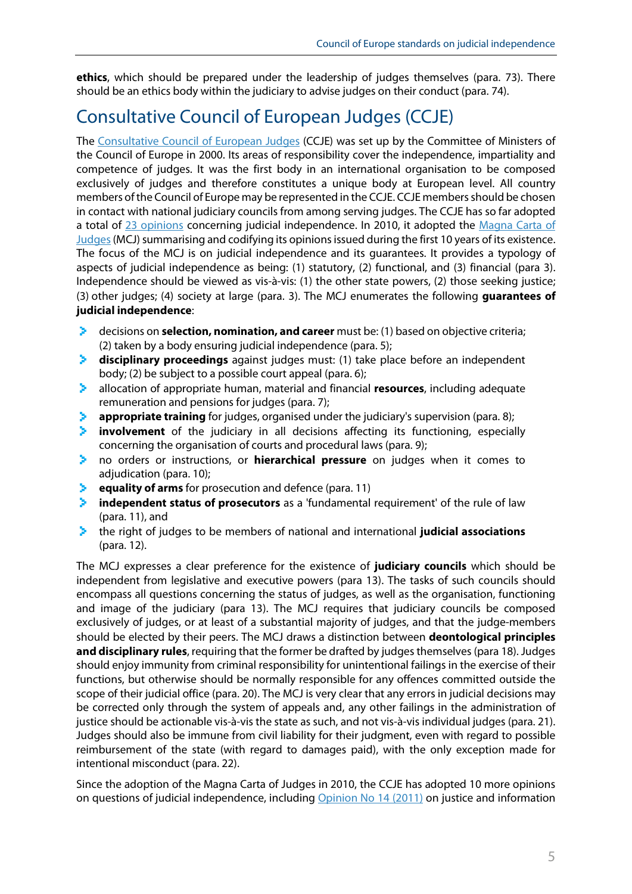**ethics**, which should be prepared under the leadership of judges themselves (para. 73). There should be an ethics body within the judiciary to advise judges on their conduct (para. 74).

## Consultative Council of European Judges (CCJE)

The Consultative Council of European Judges (CCJE) was set up by the Committee of Ministers of the Council of Europe in 2000. Its areas of responsibility cover the independence, impartiality and competence of judges. It was the first body in an international organisation to be composed exclusively of judges and therefore constitutes a unique body at European level. All country members of the Council of Europe may be represented in the CCJE. CCJE members should be chosen in contact with national judiciary councils from among serving judges. The CCJE has so far adopted a total of 23 opinions concerning judicial independence. In 2010, it adopted the Magna Carta of Judges (MCJ) summarising and codifying its opinions issued during the first 10 years of its existence. The focus of the MCJ is on judicial independence and its guarantees. It provides a typology of aspects of judicial independence as being: (1) statutory, (2) functional, and (3) financial (para 3). Independence should be viewed as vis-à-vis: (1) the other state powers, (2) those seeking justice; (3) other judges; (4) society at large (para. 3). The MCJ enumerates the following **guarantees of judicial independence**:

- decisions on **selection, nomination, and career** must be: (1) based on objective criteria; (2) taken by a body ensuring judicial independence (para. 5);
- **disciplinary proceedings** against judges must: (1) take place before an independent body; (2) be subject to a possible court appeal (para. 6);
- allocation of appropriate human, material and financial **resources**, including adequate remuneration and pensions for judges (para. 7);
- **appropriate training** for judges, organised under the judiciary's supervision (para. 8);
- **involvement** of the judiciary in all decisions affecting its functioning, especially concerning the organisation of courts and procedural laws (para. 9);
- no orders or instructions, or **hierarchical pressure** on judges when it comes to adjudication (para. 10);
- **equality of arms** for prosecution and defence (para. 11)
- **independent status of prosecutors** as a 'fundamental requirement' of the rule of law (para. 11), and
- the right of judges to be members of national and international **judicial associations** (para. 12).

The MCJ expresses a clear preference for the existence of **judiciary councils** which should be independent from legislative and executive powers (para 13). The tasks of such councils should encompass all questions concerning the status of judges, as well as the organisation, functioning and image of the judiciary (para 13). The MCJ requires that judiciary councils be composed exclusively of judges, or at least of a substantial majority of judges, and that the judge-members should be elected by their peers. The MCJ draws a distinction between **deontological principles and disciplinary rules**, requiring that the former be drafted by judges themselves (para 18). Judges should enjoy immunity from criminal responsibility for unintentional failings in the exercise of their functions, but otherwise should be normally responsible for any offences committed outside the scope of their judicial office (para. 20). The MCJ is very clear that any errors in judicial decisions may be corrected only through the system of appeals and, any other failings in the administration of justice should be actionable vis-à-vis the state as such, and not vis-à-vis individual judges (para. 21). Judges should also be immune from civil liability for their judgment, even with regard to possible reimbursement of the state (with regard to damages paid), with the only exception made for intentional misconduct (para. 22).

Since the adoption of the Magna Carta of Judges in 2010, the CCJE has adopted 10 more opinions on questions of judicial independence, including Opinion No 14 (2011) on justice and information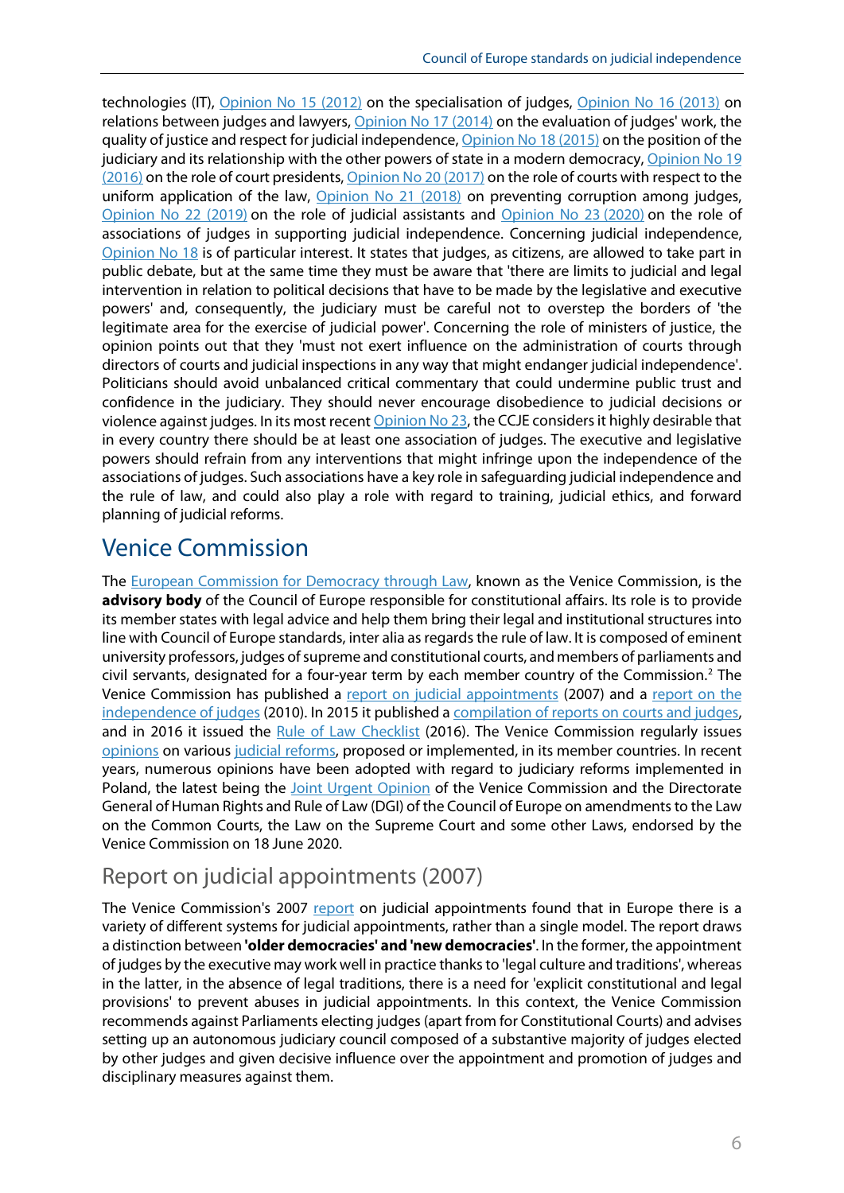technologies (IT), Opinion No 15 (2012) on the specialisation of judges, Opinion No 16 (2013) on relations between judges and lawyers, Opinion No 17 (2014) on the evaluation of judges' work, the quality of justice and respect for judicial independence, Opinion No 18 (2015) on the position of the judiciary and its relationship with the other powers of state in a modern democracy, Opinion No 19 (2016) on the role of court presidents, Opinion No 20 (2017) on the role of courts with respect to the uniform application of the law, Opinion No 21 (2018) on preventing corruption among judges, Opinion No 22 (2019) on the role of judicial assistants and Opinion No 23 (2020) on the role of associations of judges in supporting judicial independence. Concerning judicial independence, Opinion No 18 is of particular interest. It states that judges, as citizens, are allowed to take part in public debate, but at the same time they must be aware that 'there are limits to judicial and legal intervention in relation to political decisions that have to be made by the legislative and executive powers' and, consequently, the judiciary must be careful not to overstep the borders of 'the legitimate area for the exercise of judicial power'. Concerning the role of ministers of justice, the opinion points out that they 'must not exert influence on the administration of courts through directors of courts and judicial inspections in any way that might endanger judicial independence'. Politicians should avoid unbalanced critical commentary that could undermine public trust and confidence in the judiciary. They should never encourage disobedience to judicial decisions or violence against judges. In its most recent Opinion No 23, the CCJE considers it highly desirable that in every country there should be at least one association of judges. The executive and legislative powers should refrain from any interventions that might infringe upon the independence of the associations of judges. Such associations have a key role in safeguarding judicial independence and the rule of law, and could also play a role with regard to training, judicial ethics, and forward planning of judicial reforms.

## Venice Commission

The European Commission for Democracy through Law, known as the Venice Commission, is the **advisory body** of the Council of Europe responsible for constitutional affairs. Its role is to provide its member states with legal advice and help them bring their legal and institutional structures into line with Council of Europe standards, inter alia as regards the rule of law. It is composed of eminent university professors, judges of supreme and constitutional courts, and members of parliaments and civil servants, designated for a four-year term by each member country of the Commission.[2] The Venice Commission has published a report on judicial appointments (2007) and a report on the independence of judges (2010). In 2015 it published a compilation of reports on courts and judges, and in 2016 it issued the Rule of Law Checklist (2016). The Venice Commission regularly issues opinions on various judicial reforms, proposed or implemented, in its member countries. In recent years, numerous opinions have been adopted with regard to judiciary reforms implemented in Poland, the latest being the Joint Urgent Opinion of the Venice Commission and the Directorate General of Human Rights and Rule of Law (DGI) of the Council of Europe on amendments to the Law on the Common Courts, the Law on the Supreme Court and some other Laws, endorsed by the Venice Commission on 18 June 2020.

### Report on judicial appointments (2007)

The Venice Commission's 2007 report on judicial appointments found that in Europe there is a variety of different systems for judicial appointments, rather than a single model. The report draws a distinction between **'older democracies' and 'new democracies'**. In the former, the appointment of judges by the executive may work well in practice thanks to 'legal culture and traditions', whereas in the latter, in the absence of legal traditions, there is a need for 'explicit constitutional and legal provisions' to prevent abuses in judicial appointments. In this context, the Venice Commission recommends against Parliaments electing judges (apart from for Constitutional Courts) and advises setting up an autonomous judiciary council composed of a substantive majority of judges elected by other judges and given decisive influence over the appointment and promotion of judges and disciplinary measures against them.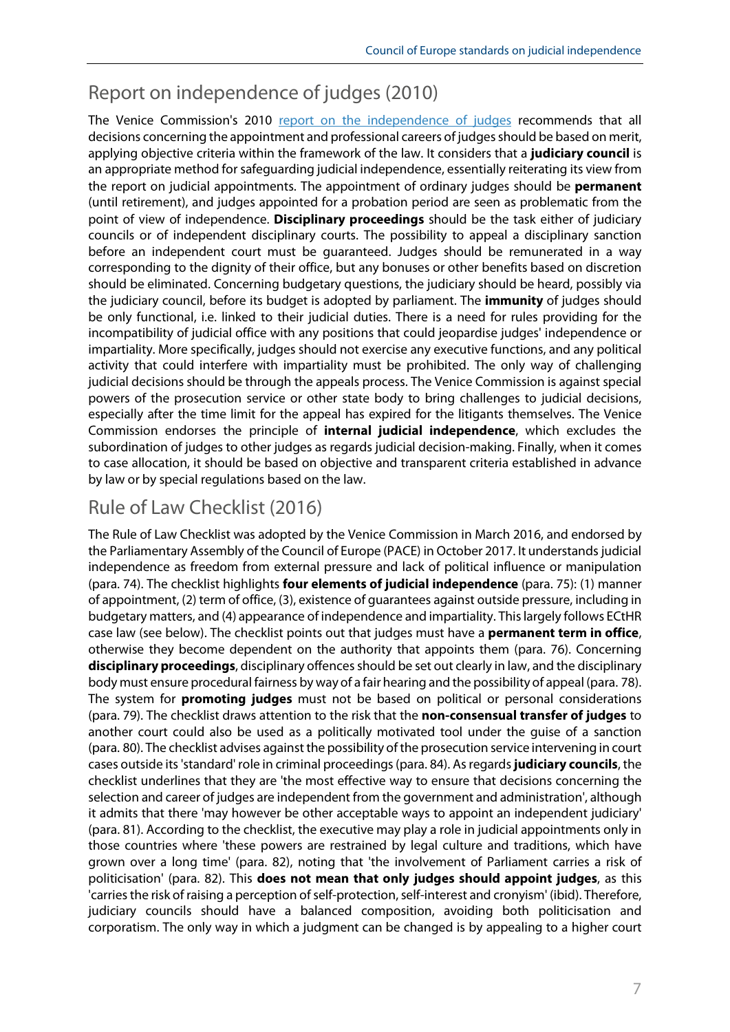## Report on independence of judges (2010)

The Venice Commission's 2010 [report on the independence of judges](#) recommends that all decisions concerning the appointment and professional careers of judges should be based on merit, applying objective criteria within the framework of the law. It considers that a **judiciary council** is an appropriate method for safeguarding judicial independence, essentially reiterating its view from the report on judicial appointments. The appointment of ordinary judges should be **permanent** (until retirement), and judges appointed for a probation period are seen as problematic from the point of view of independence. **Disciplinary proceedings** should be the task either of judiciary councils or of independent disciplinary courts. The possibility to appeal a disciplinary sanction before an independent court must be guaranteed. Judges should be remunerated in a way corresponding to the dignity of their office, but any bonuses or other benefits based on discretion should be eliminated. Concerning budgetary questions, the judiciary should be heard, possibly via the judiciary council, before its budget is adopted by parliament. The **immunity** of judges should be only functional, i.e. linked to their judicial duties. There is a need for rules providing for the incompatibility of judicial office with any positions that could jeopardise judges' independence or impartiality. More specifically, judges should not exercise any executive functions, and any political activity that could interfere with impartiality must be prohibited. The only way of challenging judicial decisions should be through the appeals process. The Venice Commission is against special powers of the prosecution service or other state body to bring challenges to judicial decisions, especially after the time limit for the appeal has expired for the litigants themselves. The Venice Commission endorses the principle of **internal judicial independence**, which excludes the subordination of judges to other judges as regards judicial decision-making. Finally, when it comes to case allocation, it should be based on objective and transparent criteria established in advance by law or by special regulations based on the law.

## Rule of Law Checklist (2016)

The Rule of Law Checklist was adopted by the Venice Commission in March 2016, and endorsed by the Parliamentary Assembly of the Council of Europe (PACE) in October 2017. It understands judicial independence as freedom from external pressure and lack of political influence or manipulation (para. 74). The checklist highlights **four elements of judicial independence** (para. 75): (1) manner of appointment, (2) term of office, (3), existence of guarantees against outside pressure, including in budgetary matters, and (4) appearance of independence and impartiality. This largely follows ECtHR case law (see below). The checklist points out that judges must have a **permanent term in office**, otherwise they become dependent on the authority that appoints them (para. 76). Concerning **disciplinary proceedings**, disciplinary offences should be set out clearly in law, and the disciplinary body must ensure procedural fairness by way of a fair hearing and the possibility of appeal (para. 78). The system for **promoting judges** must not be based on political or personal considerations (para. 79). The checklist draws attention to the risk that the **non-consensual transfer of judges** to another court could also be used as a politically motivated tool under the guise of a sanction (para. 80). The checklist advises against the possibility of the prosecution service intervening in court cases outside its 'standard' role in criminal proceedings (para. 84). As regards **judiciary councils**, the checklist underlines that they are 'the most effective way to ensure that decisions concerning the selection and career of judges are independent from the government and administration', although it admits that there 'may however be other acceptable ways to appoint an independent judiciary' (para. 81). According to the checklist, the executive may play a role in judicial appointments only in those countries where 'these powers are restrained by legal culture and traditions, which have grown over a long time' (para. 82), noting that 'the involvement of Parliament carries a risk of politicisation' (para. 82). This **does not mean that only judges should appoint judges**, as this 'carries the risk of raising a perception of self-protection, self-interest and cronyism' (ibid). Therefore, judiciary councils should have a balanced composition, avoiding both politicisation and corporatism. The only way in which a judgment can be changed is by appealing to a higher court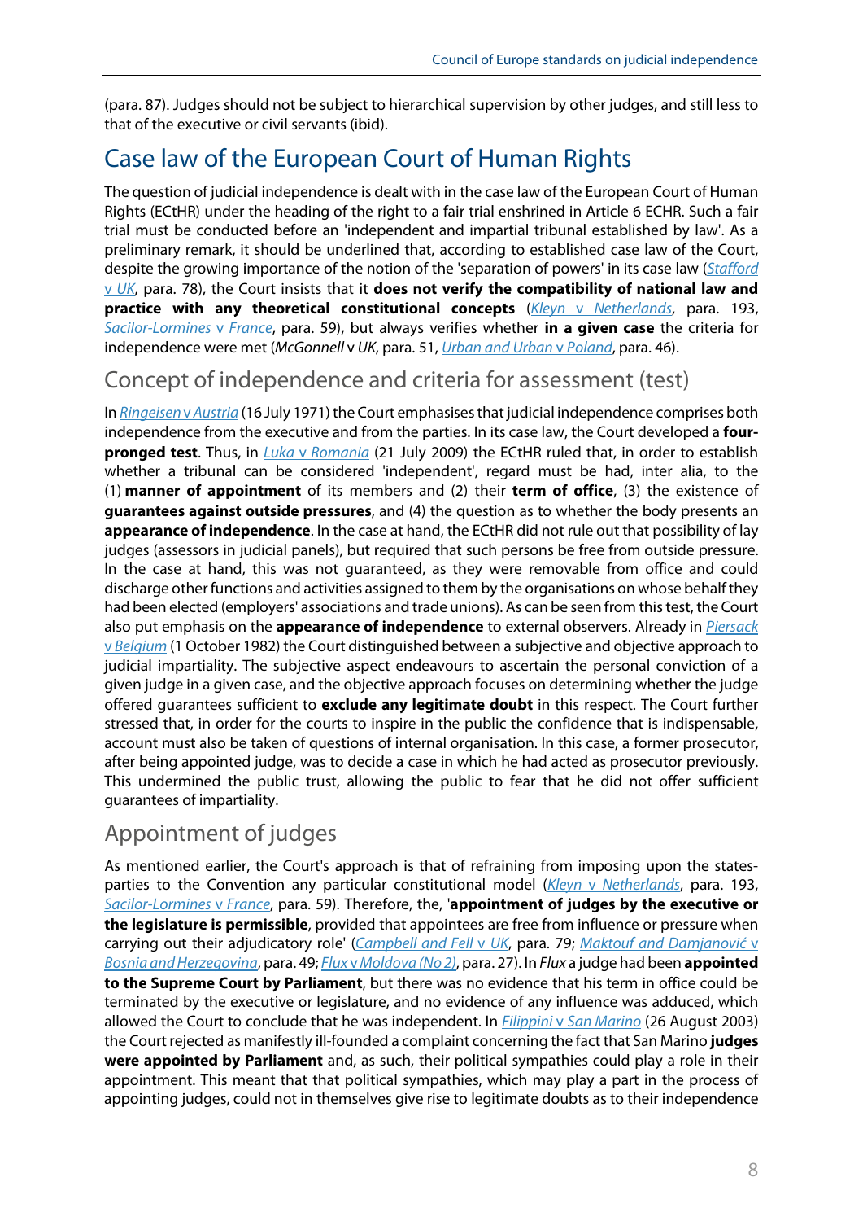(para. 87). Judges should not be subject to hierarchical supervision by other judges, and still less to that of the executive or civil servants (ibid).

## Case law of the European Court of Human Rights

The question of judicial independence is dealt with in the case law of the European Court of Human Rights (ECtHR) under the heading of the right to a fair trial enshrined in Article 6 ECHR. Such a fair trial must be conducted before an 'independent and impartial tribunal established by law'. As a preliminary remark, it should be underlined that, according to established case law of the Court, despite the growing importance of the notion of the 'separation of powers' in its case law (*Stafford* v *UK*, para. 78), the Court insists that it **does not verify the compatibility of national law and practice with any theoretical constitutional concepts** (*Kleyn* v *Netherlands*, para. 193, *Sacilor-Lormines* v *France*, para. 59), but always verifies whether **in a given case** the criteria for independence were met (*McGonnell* v *UK*, para. 51, *Urban and Urban* v *Poland*, para. 46).

### Concept of independence and criteria for assessment (test)

In *Ringeisen* v *Austria* (16 July 1971) the Court emphasises that judicial independence comprises both independence from the executive and from the parties. In its case law, the Court developed a **four-pronged test**. Thus, in *Luka* v *Romania* (21 July 2009) the ECtHR ruled that, in order to establish whether a tribunal can be considered 'independent', regard must be had, inter alia, to the (1) **manner of appointment** of its members and (2) their **term of office**, (3) the existence of **guarantees against outside pressures**, and (4) the question as to whether the body presents an **appearance of independence**. In the case at hand, the ECtHR did not rule out that possibility of lay judges (assessors in judicial panels), but required that such persons be free from outside pressure. In the case at hand, this was not guaranteed, as they were removable from office and could discharge other functions and activities assigned to them by the organisations on whose behalf they had been elected (employers' associations and trade unions). As can be seen from this test, the Court also put emphasis on the **appearance of independence** to external observers. Already in *Piersack* v *Belgium* (1 October 1982) the Court distinguished between a subjective and objective approach to judicial impartiality. The subjective aspect endeavours to ascertain the personal conviction of a given judge in a given case, and the objective approach focuses on determining whether the judge offered guarantees sufficient to **exclude any legitimate doubt** in this respect. The Court further stressed that, in order for the courts to inspire in the public the confidence that is indispensable, account must also be taken of questions of internal organisation. In this case, a former prosecutor, after being appointed judge, was to decide a case in which he had acted as prosecutor previously. This undermined the public trust, allowing the public to fear that he did not offer sufficient guarantees of impartiality.

### Appointment of judges

As mentioned earlier, the Court's approach is that of refraining from imposing upon the states-parties to the Convention any particular constitutional model (*Kleyn* v *Netherlands*, para. 193, *Sacilor-Lormines* v *France*, para. 59). Therefore, the, '**appointment of judges by the executive or the legislature is permissible**, provided that appointees are free from influence or pressure when carrying out their adjudicatory role' (*Campbell and Fell* v *UK*, para. 79; *Maktouf and Damjanović* v *Bosnia and Herzegovina*, para. 49; *Flux* v *Moldova (No 2)*, para. 27). In *Flux* a judge had been **appointed to the Supreme Court by Parliament**, but there was no evidence that his term in office could be terminated by the executive or legislature, and no evidence of any influence was adduced, which allowed the Court to conclude that he was independent. In *Filippini* v *San Marino* (26 August 2003) the Court rejected as manifestly ill-founded a complaint concerning the fact that San Marino **judges were appointed by Parliament** and, as such, their political sympathies could play a role in their appointment. This meant that that political sympathies, which may play a part in the process of appointing judges, could not in themselves give rise to legitimate doubts as to their independence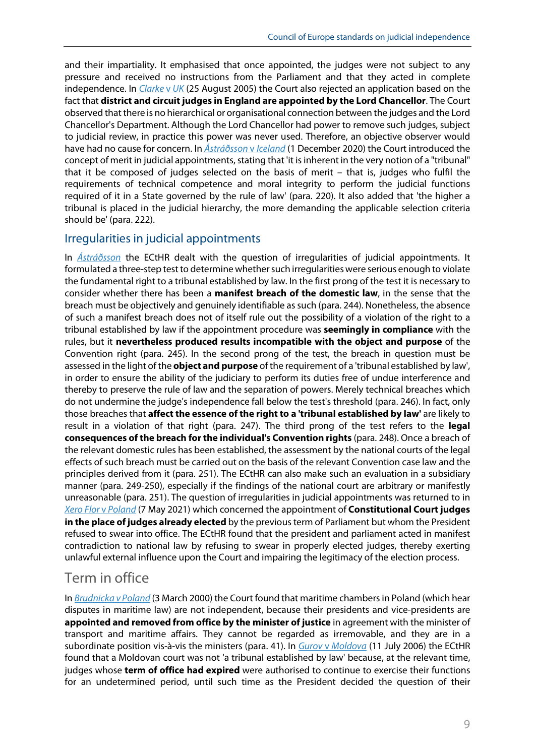and their impartiality. It emphasised that once appointed, the judges were not subject to any pressure and received no instructions from the Parliament and that they acted in complete independence. In *Clarke* v *UK* (25 August 2005) the Court also rejected an application based on the fact that **district and circuit judges in England are appointed by the Lord Chancellor**. The Court observed that there is no hierarchical or organisational connection between the judges and the Lord Chancellor's Department. Although the Lord Chancellor had power to remove such judges, subject to judicial review, in practice this power was never used. Therefore, an objective observer would have had no cause for concern. In *Ástráðsson* v *Iceland* (1 December 2020) the Court introduced the concept of merit in judicial appointments, stating that 'it is inherent in the very notion of a "tribunal" that it be composed of judges selected on the basis of merit – that is, judges who fulfil the requirements of technical competence and moral integrity to perform the judicial functions required of it in a State governed by the rule of law' (para. 220). It also added that 'the higher a tribunal is placed in the judicial hierarchy, the more demanding the applicable selection criteria should be' (para. 222).

## Irregularities in judicial appointments

In *Ástráðsson* the ECtHR dealt with the question of irregularities of judicial appointments. It formulated a three-step test to determine whether such irregularities were serious enough to violate the fundamental right to a tribunal established by law. In the first prong of the test it is necessary to consider whether there has been a **manifest breach of the domestic law**, in the sense that the breach must be objectively and genuinely identifiable as such (para. 244). Nonetheless, the absence of such a manifest breach does not of itself rule out the possibility of a violation of the right to a tribunal established by law if the appointment procedure was **seemingly in compliance** with the rules, but it **nevertheless produced results incompatible with the object and purpose** of the Convention right (para. 245). In the second prong of the test, the breach in question must be assessed in the light of the **object and purpose** of the requirement of a 'tribunal established by law', in order to ensure the ability of the judiciary to perform its duties free of undue interference and thereby to preserve the rule of law and the separation of powers. Merely technical breaches which do not undermine the judge's independence fall below the test's threshold (para. 246). In fact, only those breaches that **affect the essence of the right to a 'tribunal established by law'** are likely to result in a violation of that right (para. 247). The third prong of the test refers to the **legal consequences of the breach for the individual's Convention rights** (para. 248). Once a breach of the relevant domestic rules has been established, the assessment by the national courts of the legal effects of such breach must be carried out on the basis of the relevant Convention case law and the principles derived from it (para. 251). The ECtHR can also make such an evaluation in a subsidiary manner (para. 249-250), especially if the findings of the national court are arbitrary or manifestly unreasonable (para. 251). The question of irregularities in judicial appointments was returned to in *Xero Flor* v *Poland* (7 May 2021) which concerned the appointment of **Constitutional Court judges in the place of judges already elected** by the previous term of Parliament but whom the President refused to swear into office. The ECtHR found that the president and parliament acted in manifest contradiction to national law by refusing to swear in properly elected judges, thereby exerting unlawful external influence upon the Court and impairing the legitimacy of the election process.

## Term in office

In *Brudnicka v Poland* (3 March 2000) the Court found that maritime chambers in Poland (which hear disputes in maritime law) are not independent, because their presidents and vice-presidents are **appointed and removed from office by the minister of justice** in agreement with the minister of transport and maritime affairs. They cannot be regarded as irremovable, and they are in a subordinate position vis-à-vis the ministers (para. 41). In *Gurov* v *Moldova* (11 July 2006) the ECtHR found that a Moldovan court was not 'a tribunal established by law' because, at the relevant time, judges whose **term of office had expired** were authorised to continue to exercise their functions for an undetermined period, until such time as the President decided the question of their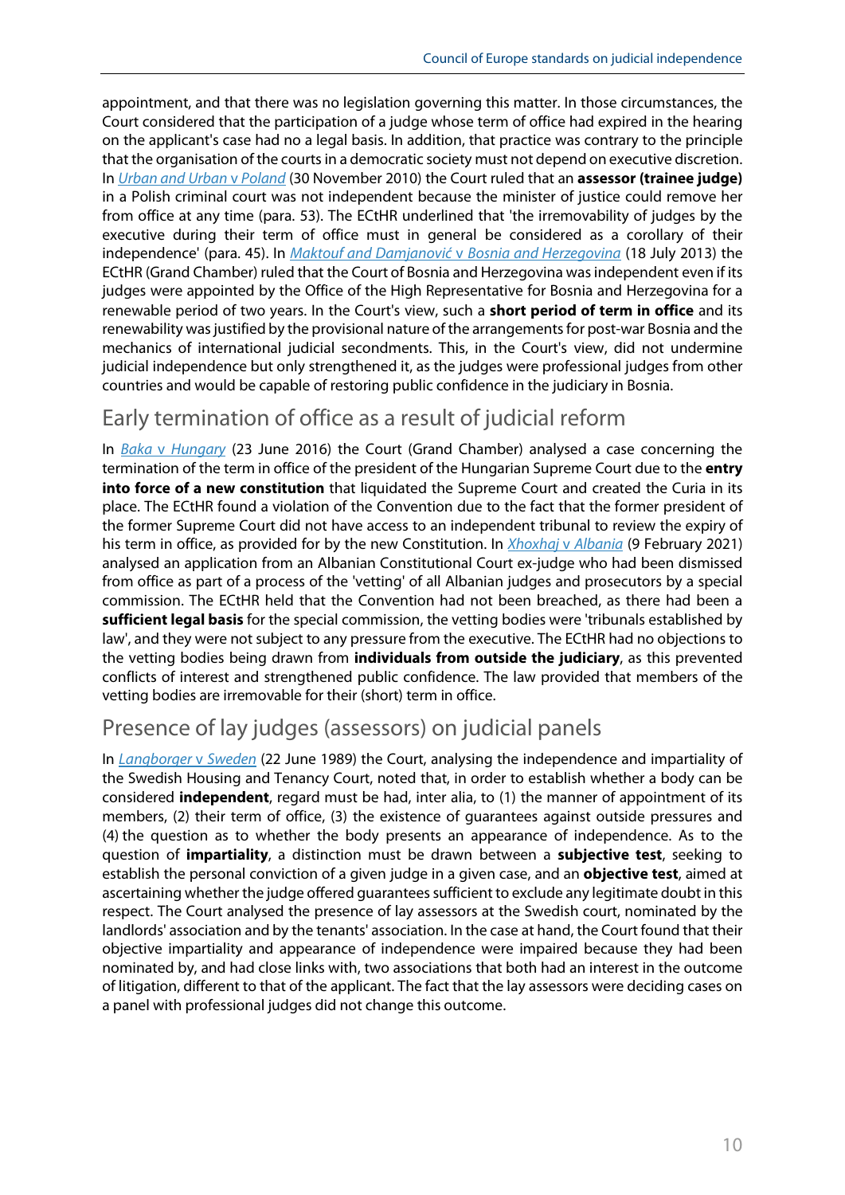appointment, and that there was no legislation governing this matter. In those circumstances, the Court considered that the participation of a judge whose term of office had expired in the hearing on the applicant's case had no a legal basis. In addition, that practice was contrary to the principle that the organisation of the courts in a democratic society must not depend on executive discretion. In *Urban and Urban v Poland* (30 November 2010) the Court ruled that an **assessor (trainee judge)** in a Polish criminal court was not independent because the minister of justice could remove her from office at any time (para. 53). The ECtHR underlined that 'the irremovability of judges by the executive during their term of office must in general be considered as a corollary of their independence' (para. 45). In *Maktouf and Damjanović v Bosnia and Herzegovina* (18 July 2013) the ECtHR (Grand Chamber) ruled that the Court of Bosnia and Herzegovina was independent even if its judges were appointed by the Office of the High Representative for Bosnia and Herzegovina for a renewable period of two years. In the Court's view, such a **short period of term in office** and its renewability was justified by the provisional nature of the arrangements for post-war Bosnia and the mechanics of international judicial secondments. This, in the Court's view, did not undermine judicial independence but only strengthened it, as the judges were professional judges from other countries and would be capable of restoring public confidence in the judiciary in Bosnia.

## Early termination of office as a result of judicial reform

In *Baka v Hungary* (23 June 2016) the Court (Grand Chamber) analysed a case concerning the termination of the term in office of the president of the Hungarian Supreme Court due to the **entry into force of a new constitution** that liquidated the Supreme Court and created the Curia in its place. The ECtHR found a violation of the Convention due to the fact that the former president of the former Supreme Court did not have access to an independent tribunal to review the expiry of his term in office, as provided for by the new Constitution. In *Xhoxhaj v Albania* (9 February 2021) analysed an application from an Albanian Constitutional Court ex-judge who had been dismissed from office as part of a process of the 'vetting' of all Albanian judges and prosecutors by a special commission. The ECtHR held that the Convention had not been breached, as there had been a **sufficient legal basis** for the special commission, the vetting bodies were 'tribunals established by law', and they were not subject to any pressure from the executive. The ECtHR had no objections to the vetting bodies being drawn from **individuals from outside the judiciary**, as this prevented conflicts of interest and strengthened public confidence. The law provided that members of the vetting bodies are irremovable for their (short) term in office.

## Presence of lay judges (assessors) on judicial panels

In *Langborger v Sweden* (22 June 1989) the Court, analysing the independence and impartiality of the Swedish Housing and Tenancy Court, noted that, in order to establish whether a body can be considered **independent**, regard must be had, inter alia, to (1) the manner of appointment of its members, (2) their term of office, (3) the existence of guarantees against outside pressures and (4) the question as to whether the body presents an appearance of independence. As to the question of **impartiality**, a distinction must be drawn between a **subjective test**, seeking to establish the personal conviction of a given judge in a given case, and an **objective test**, aimed at ascertaining whether the judge offered guarantees sufficient to exclude any legitimate doubt in this respect. The Court analysed the presence of lay assessors at the Swedish court, nominated by the landlords' association and by the tenants' association. In the case at hand, the Court found that their objective impartiality and appearance of independence were impaired because they had been nominated by, and had close links with, two associations that both had an interest in the outcome of litigation, different to that of the applicant. The fact that the lay assessors were deciding cases on a panel with professional judges did not change this outcome.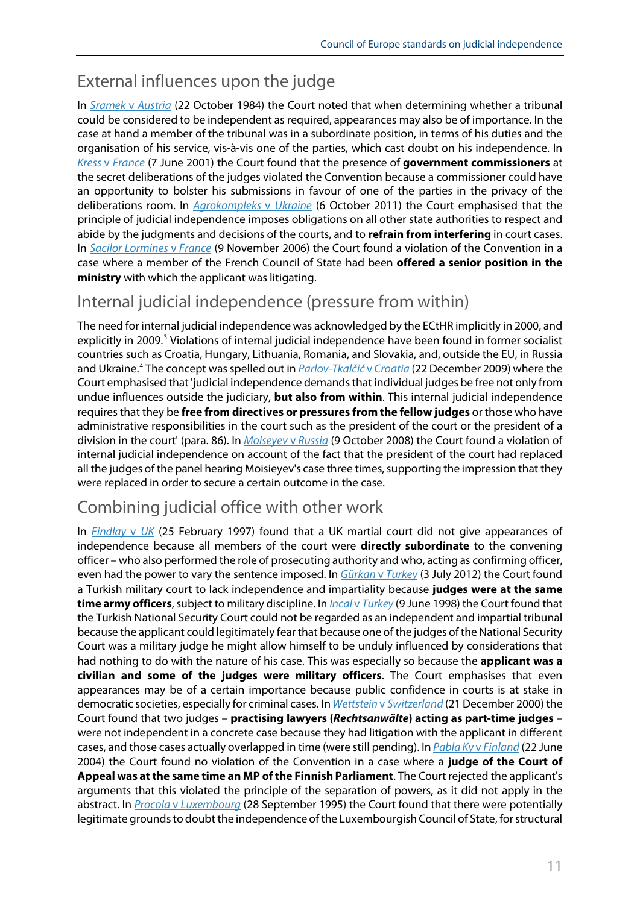## External influences upon the judge

In *Sramek* v *Austria* (22 October 1984) the Court noted that when determining whether a tribunal could be considered to be independent as required, appearances may also be of importance. In the case at hand a member of the tribunal was in a subordinate position, in terms of his duties and the organisation of his service, vis-à-vis one of the parties, which cast doubt on his independence. In *Kress* v *France* (7 June 2001) the Court found that the presence of **government commissioners** at the secret deliberations of the judges violated the Convention because a commissioner could have an opportunity to bolster his submissions in favour of one of the parties in the privacy of the deliberations room. In *Agrokompleks* v *Ukraine* (6 October 2011) the Court emphasised that the principle of judicial independence imposes obligations on all other state authorities to respect and abide by the judgments and decisions of the courts, and to **refrain from interfering** in court cases. In *Sacilor Lormines* v *France* (9 November 2006) the Court found a violation of the Convention in a case where a member of the French Council of State had been **offered a senior position in the ministry** with which the applicant was litigating.

## Internal judicial independence (pressure from within)

The need for internal judicial independence was acknowledged by the ECtHR implicitly in 2000, and explicitly in 2009.[3] Violations of internal judicial independence have been found in former socialist countries such as Croatia, Hungary, Lithuania, Romania, and Slovakia, and, outside the EU, in Russia and Ukraine.[4] The concept was spelled out in *Parlov-Tkalčić* v *Croatia* (22 December 2009) where the Court emphasised that 'judicial independence demands that individual judges be free not only from undue influences outside the judiciary, **but also from within**. This internal judicial independence requires that they be **free from directives or pressures from the fellow judges** or those who have administrative responsibilities in the court such as the president of the court or the president of a division in the court' (para. 86). In *Moiseyev* v *Russia* (9 October 2008) the Court found a violation of internal judicial independence on account of the fact that the president of the court had replaced all the judges of the panel hearing Moisieyev's case three times, supporting the impression that they were replaced in order to secure a certain outcome in the case.

## Combining judicial office with other work

In *Findlay* v *UK* (25 February 1997) found that a UK martial court did not give appearances of independence because all members of the court were **directly subordinate** to the convening officer – who also performed the role of prosecuting authority and who, acting as confirming officer, even had the power to vary the sentence imposed. In *Gürkan* v *Turkey* (3 July 2012) the Court found a Turkish military court to lack independence and impartiality because **judges were at the same time army officers**, subject to military discipline. In *Incal* v *Turkey* (9 June 1998) the Court found that the Turkish National Security Court could not be regarded as an independent and impartial tribunal because the applicant could legitimately fear that because one of the judges of the National Security Court was a military judge he might allow himself to be unduly influenced by considerations that had nothing to do with the nature of his case. This was especially so because the **applicant was a civilian and some of the judges were military officers**. The Court emphasises that even appearances may be of a certain importance because public confidence in courts is at stake in democratic societies, especially for criminal cases. In *Wettstein* v *Switzerland* (21 December 2000) the Court found that two judges – **practising lawyers (*Rechtsanwälte*) acting as part-time judges** – were not independent in a concrete case because they had litigation with the applicant in different cases, and those cases actually overlapped in time (were still pending). In *Pabla Ky* v *Finland* (22 June 2004) the Court found no violation of the Convention in a case where a **judge of the Court of Appeal was at the same time an MP of the Finnish Parliament**. The Court rejected the applicant's arguments that this violated the principle of the separation of powers, as it did not apply in the abstract. In *Procola* v *Luxembourg* (28 September 1995) the Court found that there were potentially legitimate grounds to doubt the independence of the Luxembourgish Council of State, for structural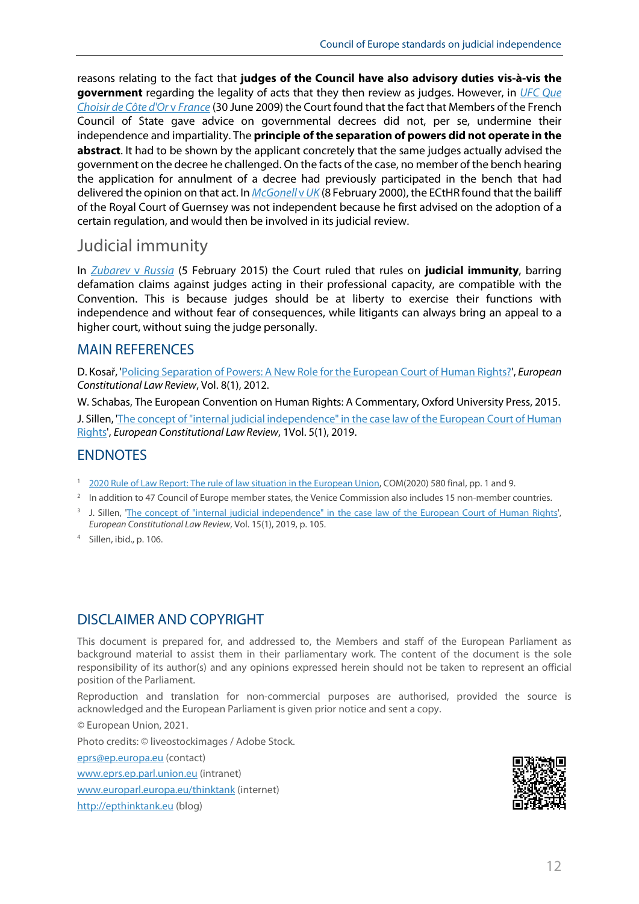reasons relating to the fact that **judges of the Council have also advisory duties vis-à-vis the government** regarding the legality of acts that they then review as judges. However, in *UFC Que Choisir de Côte d'Or v France* (30 June 2009) the Court found that the fact that Members of the French Council of State gave advice on governmental decrees did not, per se, undermine their independence and impartiality. The **principle of the separation of powers did not operate in the abstract**. It had to be shown by the applicant concretely that the same judges actually advised the government on the decree he challenged. On the facts of the case, no member of the bench hearing the application for annulment of a decree had previously participated in the bench that had delivered the opinion on that act. In *McGonell v UK* (8 February 2000), the ECtHR found that the bailiff of the Royal Court of Guernsey was not independent because he first advised on the adoption of a certain regulation, and would then be involved in its judicial review.

## Judicial immunity

In *Zubarev v Russia* (5 February 2015) the Court ruled that rules on **judicial immunity**, barring defamation claims against judges acting in their professional capacity, are compatible with the Convention. This is because judges should be at liberty to exercise their functions with independence and without fear of consequences, while litigants can always bring an appeal to a higher court, without suing the judge personally.

## MAIN REFERENCES

D. Kosař, 'Policing Separation of Powers: A New Role for the European Court of Human Rights?', *European Constitutional Law Review*, Vol. 8(1), 2012.

W. Schabas, The European Convention on Human Rights: A Commentary, Oxford University Press, 2015.

J. Sillen, 'The concept of "internal judicial independence" in the case law of the European Court of Human Rights', *European Constitutional Law Review*, 1Vol. 5(1), 2019.

## ENDNOTES

[1] 2020 Rule of Law Report: The rule of law situation in the European Union, COM(2020) 580 final, pp. 1 and 9.

[2] In addition to 47 Council of Europe member states, the Venice Commission also includes 15 non-member countries.

[3] J. Sillen, 'The concept of "internal judicial independence" in the case law of the European Court of Human Rights', *European Constitutional Law Review*, Vol. 15(1), 2019, p. 105.

[4] Sillen, ibid., p. 106.

## DISCLAIMER AND COPYRIGHT

This document is prepared for, and addressed to, the Members and staff of the European Parliament as background material to assist them in their parliamentary work. The content of the document is the sole responsibility of its author(s) and any opinions expressed herein should not be taken to represent an official position of the Parliament.

Reproduction and translation for non-commercial purposes are authorised, provided the source is acknowledged and the European Parliament is given prior notice and sent a copy.

© European Union, 2021.

Photo credits: © liveostockimages / Adobe Stock.

eprs@ep.europa.eu (contact)

www.eprs.ep.parl.union.eu (intranet)

www.europarl.europa.eu/thinktank (internet)

http://epthinktank.eu (blog)